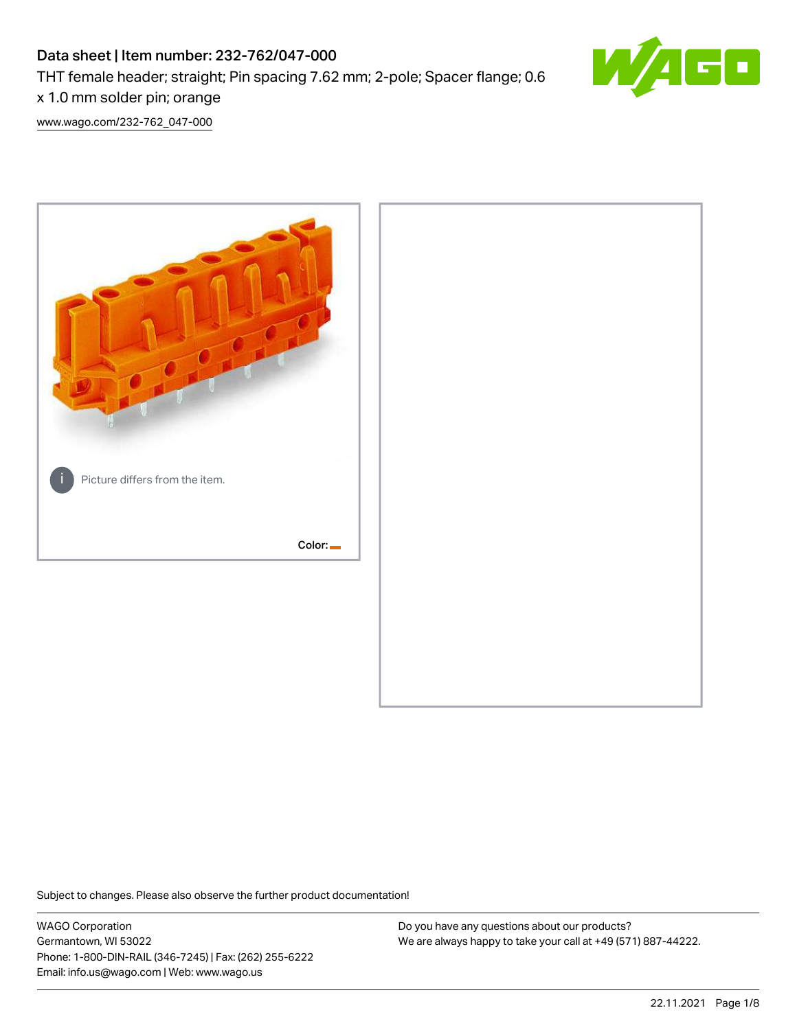# Data sheet | Item number: 232-762/047-000

THT female header; straight; Pin spacing 7.62 mm; 2-pole; Spacer flange; 0.6 x 1.0 mm solder pin; orange

www.wago.com/232-762_047-000

Picture differs from the item.

Color:

Subject to changes. Please also observe the further product documentation!

WAGO Corporation
Germantown, WI 53022
Phone: 1-800-DIN-RAIL (346-7245) | Fax: (262) 255-6222
Email: info.us@wago.com | Web: www.wago.us

Do you have any questions about our products?
We are always happy to take your call at +49 (571) 887-44222.

22.11.2021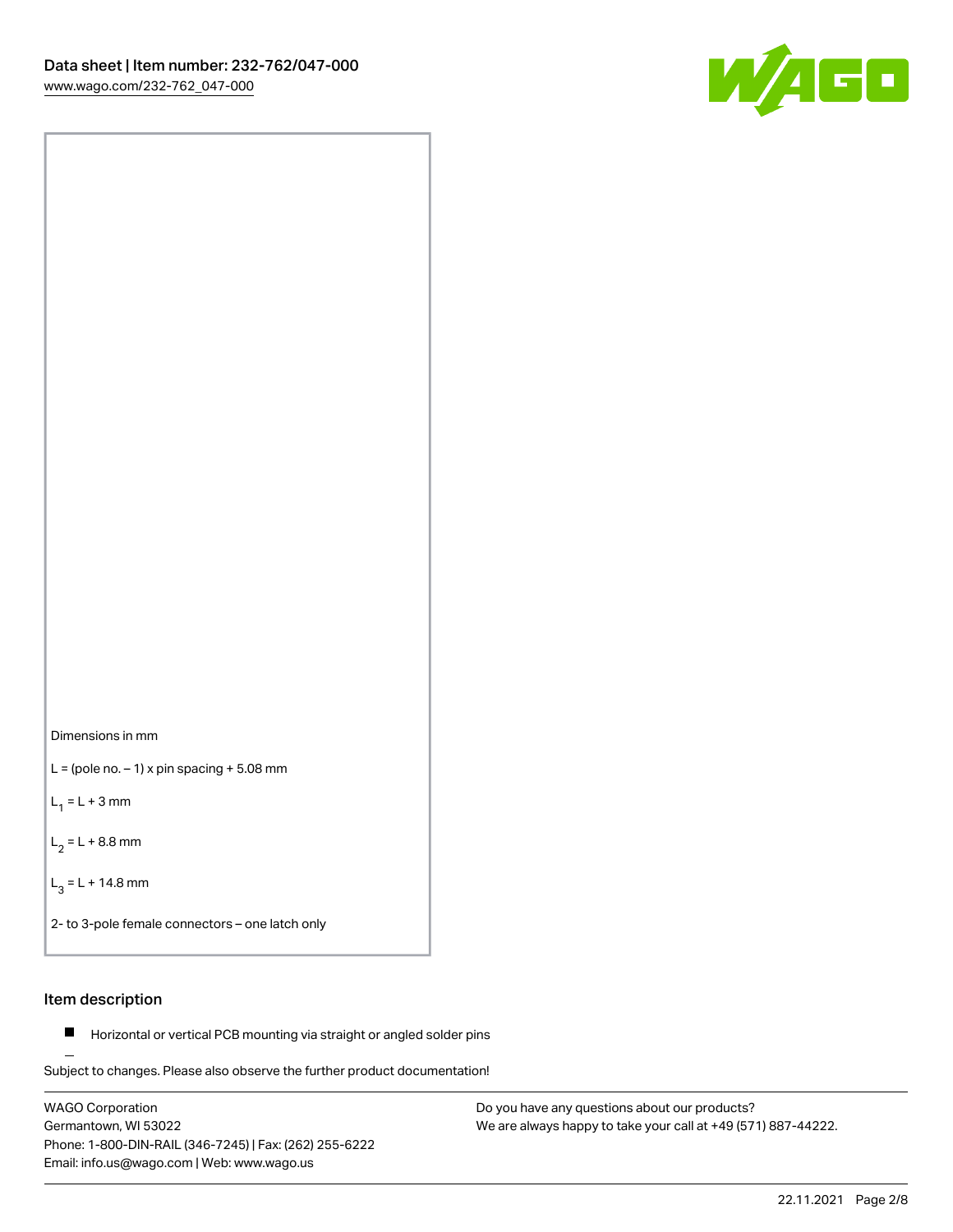Dimensions in mm

L = (pole no. – 1) x pin spacing + 5.08 mm

$L_1$ = L + 3 mm

$L_2$ = L + 8.8 mm

$L_3$ = L + 14.8 mm

2- to 3-pole female connectors – one latch only

## Item description

- Horizontal or vertical PCB mounting via straight or angled solder pins

Subject to changes. Please also observe the further product documentation!

WAGO Corporation
Germantown, WI 53022
Phone: 1-800-DIN-RAIL (346-7245) | Fax: (262) 255-6222
Email: info.us@wago.com | Web: www.wago.us

Do you have any questions about our products?
We are always happy to take your call at +49 (571) 887-44222.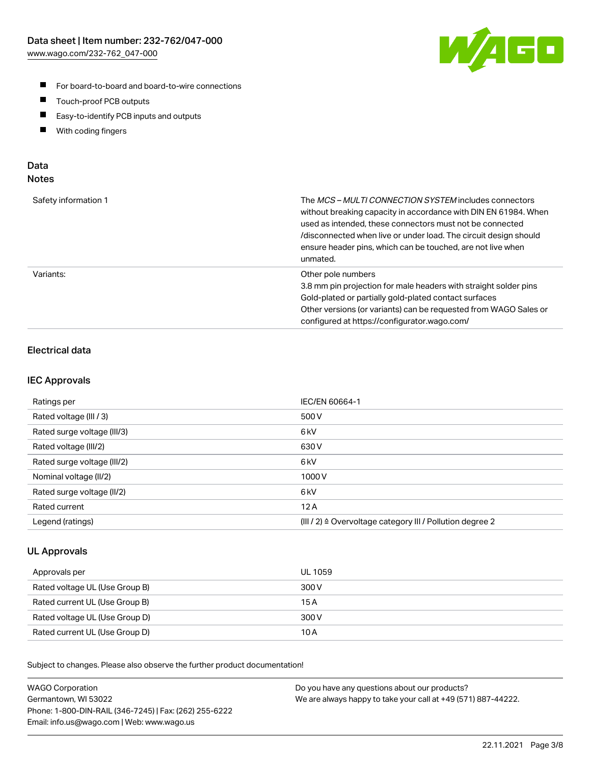- For board-to-board and board-to-wire connections
- Touch-proof PCB outputs
- Easy-to-identify PCB inputs and outputs
- With coding fingers

## Data
### Notes

| | |
|---|---|
| Safety information 1 | The *MCS – MULTI CONNECTION SYSTEM* includes connectors without breaking capacity in accordance with DIN EN 61984. When used as intended, these connectors must not be connected /disconnected when live or under load. The circuit design should ensure header pins, which can be touched, are not live when unmated. |
| Variants: | Other pole numbers<br>3.8 mm pin projection for male headers with straight solder pins<br>Gold-plated or partially gold-plated contact surfaces<br>Other versions (or variants) can be requested from WAGO Sales or configured at https://configurator.wago.com/ |

### Electrical data

### IEC Approvals

| | |
|---|---|
| Ratings per | IEC/EN 60664-1 |
| Rated voltage (III / 3) | 500 V |
| Rated surge voltage (III/3) | 6 kV |
| Rated voltage (III/2) | 630 V |
| Rated surge voltage (III/2) | 6 kV |
| Nominal voltage (II/2) | 1000 V |
| Rated surge voltage (II/2) | 6 kV |
| Rated current | 12 A |
| Legend (ratings) | (III / 2) ≙ Overvoltage category III / Pollution degree 2 |

### UL Approvals

| | |
|---|---|
| Approvals per | UL 1059 |
| Rated voltage UL (Use Group B) | 300 V |
| Rated current UL (Use Group B) | 15 A |
| Rated voltage UL (Use Group D) | 300 V |
| Rated current UL (Use Group D) | 10 A |

Subject to changes. Please also observe the further product documentation!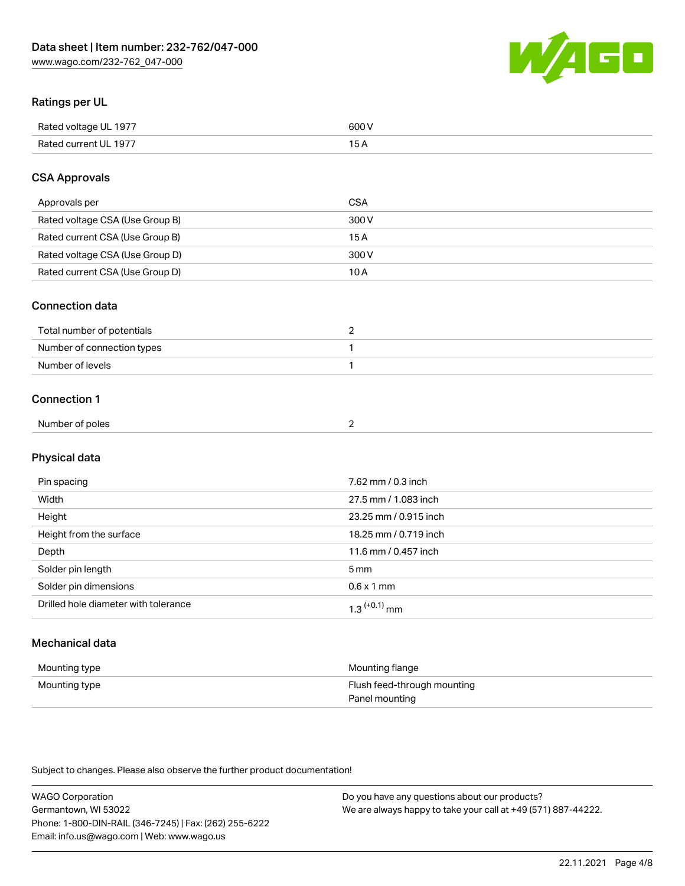## Ratings per UL

| | |
|---|---|
| Rated voltage UL 1977 | 600 V |
| Rated current UL 1977 | 15 A |

## CSA Approvals

| | |
|---|---|
| Approvals per | CSA |
| Rated voltage CSA (Use Group B) | 300 V |
| Rated current CSA (Use Group B) | 15 A |
| Rated voltage CSA (Use Group D) | 300 V |
| Rated current CSA (Use Group D) | 10 A |

## Connection data

| | |
|---|---|
| Total number of potentials | 2 |
| Number of connection types | 1 |
| Number of levels | 1 |

## Connection 1

| | |
|---|---|
| Number of poles | 2 |

## Physical data

| | |
|---|---|
| Pin spacing | 7.62 mm / 0.3 inch |
| Width | 27.5 mm / 1.083 inch |
| Height | 23.25 mm / 0.915 inch |
| Height from the surface | 18.25 mm / 0.719 inch |
| Depth | 11.6 mm / 0.457 inch |
| Solder pin length | 5 mm |
| Solder pin dimensions | 0.6 x 1 mm |
| Drilled hole diameter with tolerance | $1.3^{(+0.1)}$ mm |

## Mechanical data

| | |
|---|---|
| Mounting type | Mounting flange |
| Mounting type | Flush feed-through mounting<br>Panel mounting |

Subject to changes. Please also observe the further product documentation!

WAGO Corporation
Germantown, WI 53022
Phone: 1-800-DIN-RAIL (346-7245) | Fax: (262) 255-6222
Email: info.us@wago.com | Web: www.wago.us

Do you have any questions about our products?
We are always happy to take your call at +49 (571) 887-44222.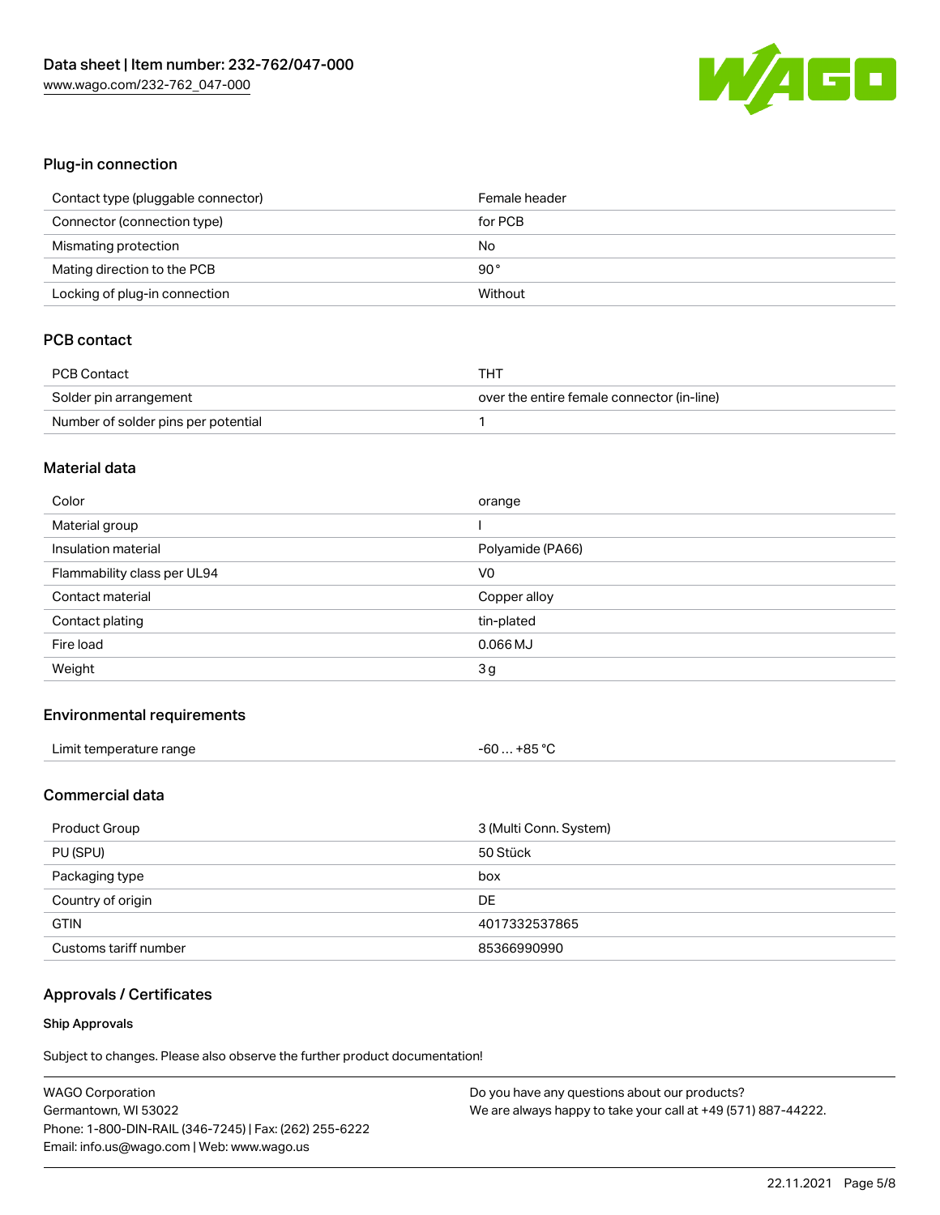## Plug-in connection

| | |
|---|---|
| Contact type (pluggable connector) | Female header |
| Connector (connection type) | for PCB |
| Mismating protection | No |
| Mating direction to the PCB | 90 ° |
| Locking of plug-in connection | Without |

## PCB contact

| | |
|---|---|
| PCB Contact | THT |
| Solder pin arrangement | over the entire female connector (in-line) |
| Number of solder pins per potential | 1 |

## Material data

| | |
|---|---|
| Color | orange |
| Material group | I |
| Insulation material | Polyamide (PA66) |
| Flammability class per UL94 | V0 |
| Contact material | Copper alloy |
| Contact plating | tin-plated |
| Fire load | 0.066 MJ |
| Weight | 3 g |

## Environmental requirements

| | |
|---|---|
| Limit temperature range | -60 … +85 °C |

## Commercial data

| | |
|---|---|
| Product Group | 3 (Multi Conn. System) |
| PU (SPU) | 50 Stück |
| Packaging type | box |
| Country of origin | DE |
| GTIN | 4017332537865 |
| Customs tariff number | 85366990990 |

## Approvals / Certificates

### Ship Approvals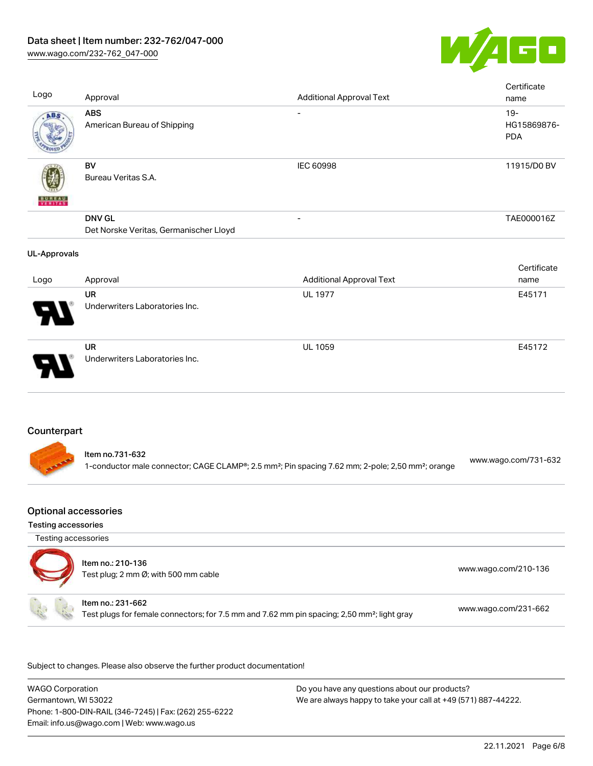| Logo | Approval | Additional Approval Text | Certificate name |
| --- | --- | --- | --- |
| | **ABS** American Bureau of Shipping | - | 19-HG15869876-PDA |
| | **BV** Bureau Veritas S.A. | IEC 60998 | 11915/D0 BV |
| | **DNV GL** Det Norske Veritas, Germanischer Lloyd | - | TAE000016Z |

**UL-Approvals**

| Logo | Approval | Additional Approval Text | Certificate name |
| --- | --- | --- | --- |
| | **UR** Underwriters Laboratories Inc. | UL 1977 | E45171 |
| | **UR** Underwriters Laboratories Inc. | UL 1059 | E45172 |

## Counterpart

| | | |
| --- | --- | --- |
| | Item no.731-632<br>1-conductor male connector; CAGE CLAMP®; 2.5 mm²; Pin spacing 7.62 mm; 2-pole; 2,50 mm²; orange | www.wago.com/731-632 |

## Optional accessories

### Testing accessories

Testing accessories

| | | |
| --- | --- | --- |
| | Item no.: 210-136<br>Test plug; 2 mm Ø; with 500 mm cable | www.wago.com/210-136 |
| | Item no.: 231-662<br>Test plugs for female connectors; for 7.5 mm and 7.62 mm pin spacing; 2,50 mm²; light gray | www.wago.com/231-662 |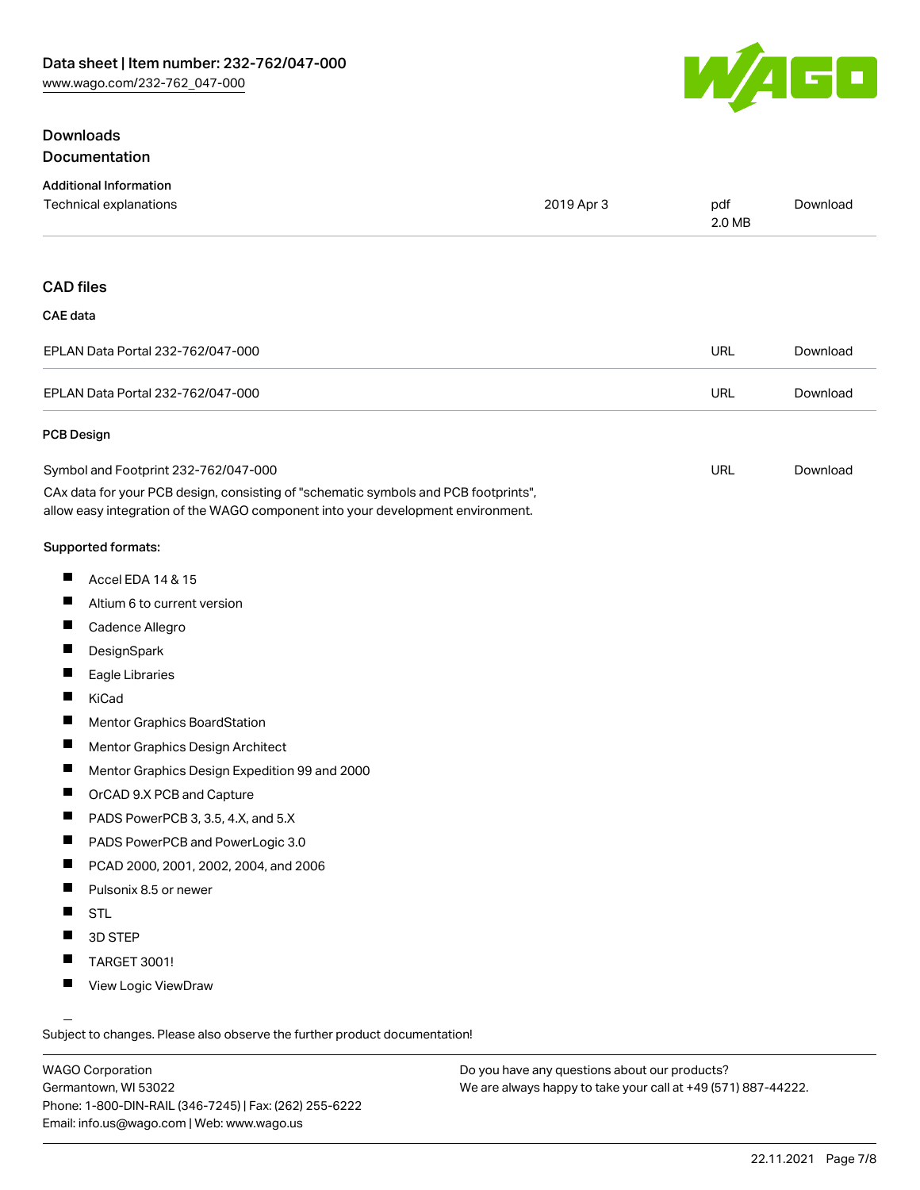## Downloads

### Documentation

#### Additional Information

| | | | |
|---|---|---|---|
| Technical explanations | 2019 Apr 3 | pdf 2.0 MB | Download |

## CAD files

#### CAE data

| | | |
|---|---|---|
| EPLAN Data Portal 232-762/047-000 | URL | Download |
| EPLAN Data Portal 232-762/047-000 | URL | Download |

#### PCB Design

| | | |
|---|---|---|
| Symbol and Footprint 232-762/047-000 | URL | Download |

CAx data for your PCB design, consisting of "schematic symbols and PCB footprints", allow easy integration of the WAGO component into your development environment.

**Supported formats:**

- Accel EDA 14 & 15
- Altium 6 to current version
- Cadence Allegro
- DesignSpark
- Eagle Libraries
- KiCad
- Mentor Graphics BoardStation
- Mentor Graphics Design Architect
- Mentor Graphics Design Expedition 99 and 2000
- OrCAD 9.X PCB and Capture
- PADS PowerPCB 3, 3.5, 4.X, and 5.X
- PADS PowerPCB and PowerLogic 3.0
- PCAD 2000, 2001, 2002, 2004, and 2006
- Pulsonix 8.5 or newer
- STL
- 3D STEP
- TARGET 3001!
- View Logic ViewDraw

Subject to changes. Please also observe the further product documentation!

WAGO Corporation
Germantown, WI 53022
Phone: 1-800-DIN-RAIL (346-7245) | Fax: (262) 255-6222
Email: info.us@wago.com | Web: www.wago.us

Do you have any questions about our products?
We are always happy to take your call at +49 (571) 887-44222.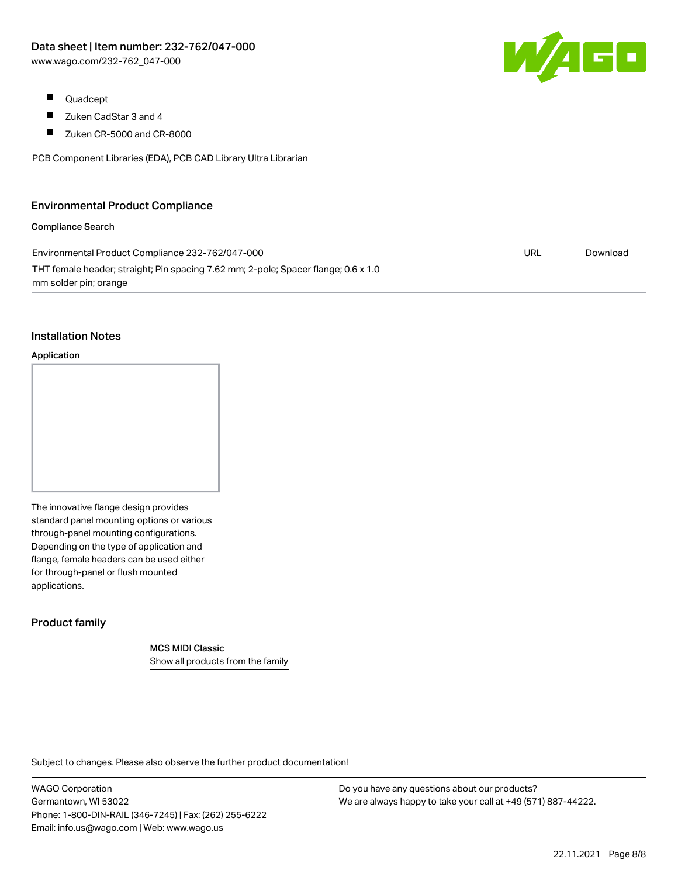- Quadcept
- Zuken CadStar 3 and 4
- Zuken CR-5000 and CR-8000

PCB Component Libraries (EDA), PCB CAD Library Ultra Librarian

## Environmental Product Compliance

### Compliance Search

| | | |
| --- | --- | --- |
| Environmental Product Compliance 232-762/047-000<br>THT female header; straight; Pin spacing 7.62 mm; 2-pole; Spacer flange; 0.6 x 1.0 mm solder pin; orange | URL | Download |

## Installation Notes

### Application

The innovative flange design provides standard panel mounting options or various through-panel mounting configurations. Depending on the type of application and flange, female headers can be used either for through-panel or flush mounted applications.

## Product family

**MCS MIDI Classic**
Show all products from the family

Subject to changes. Please also observe the further product documentation!

WAGO Corporation
Germantown, WI 53022
Phone: 1-800-DIN-RAIL (346-7245) | Fax: (262) 255-6222
Email: info.us@wago.com | Web: www.wago.us

Do you have any questions about our products?
We are always happy to take your call at +49 (571) 887-44222.